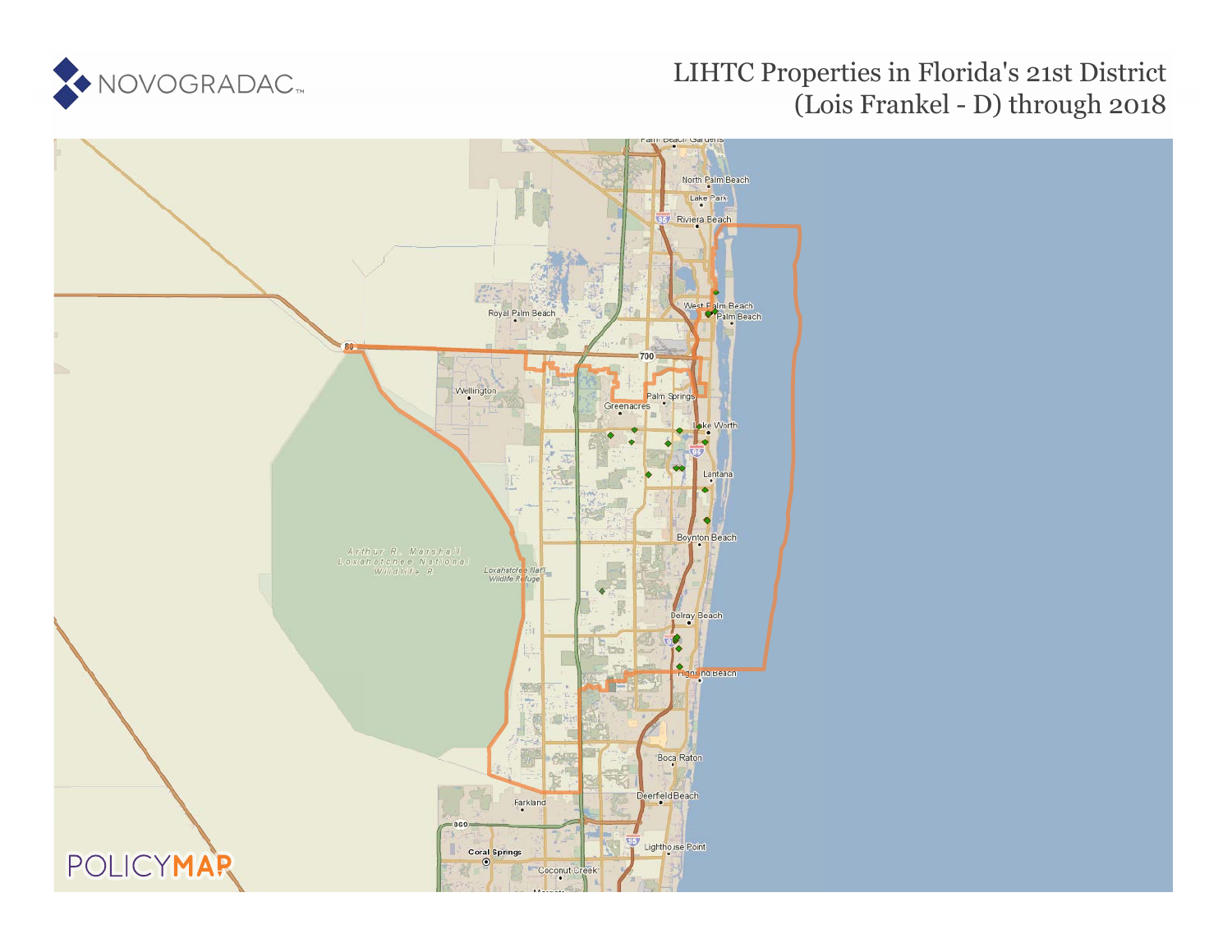# LIHTC Properties in Florida's 21st District (Lois Frankel - D) through 2018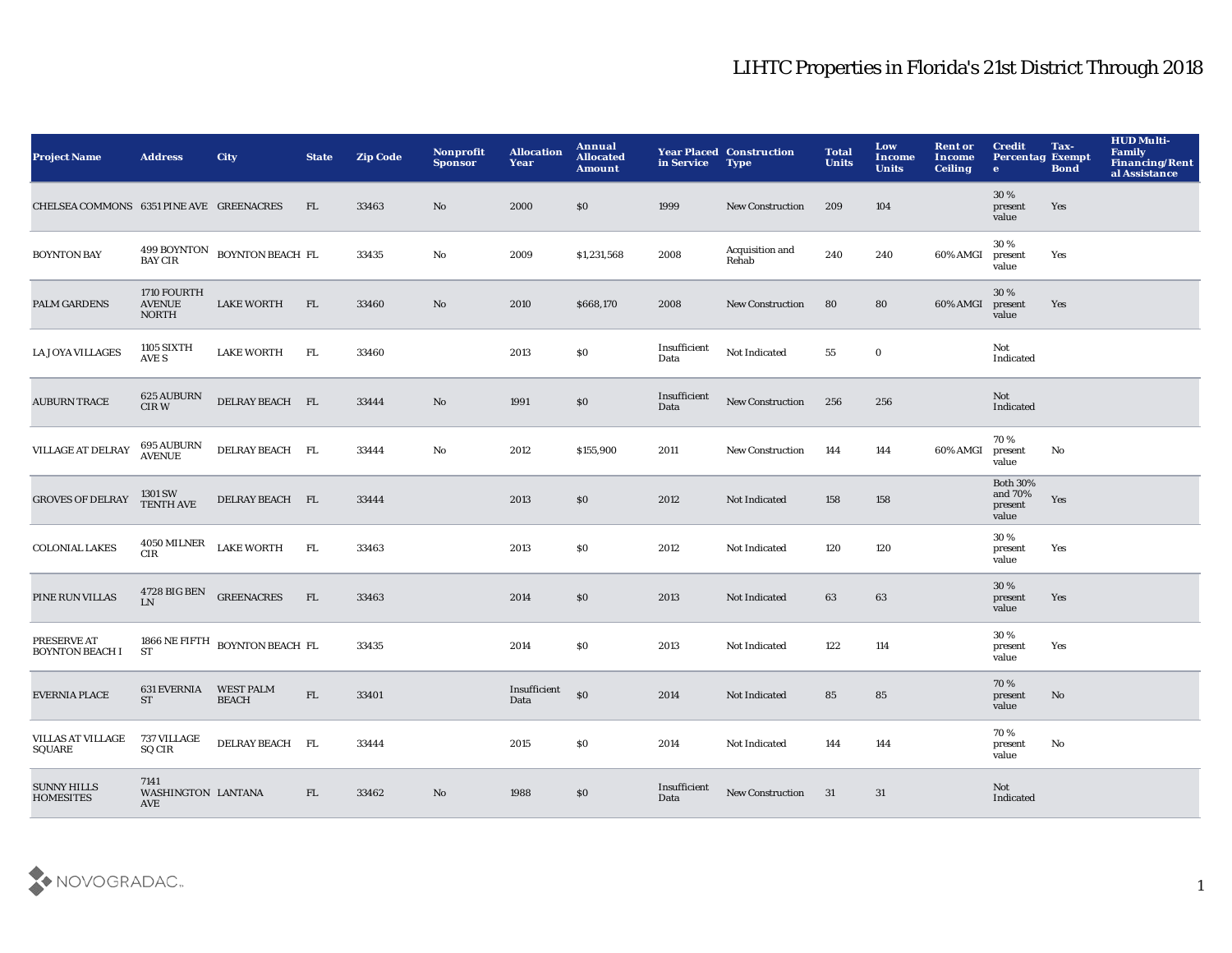# LIHTC Properties in Florida's 21st District Through 2018

| Project Name | Address | City | State | Zip Code | Nonprofit Sponsor | Allocation Year | Annual Allocated Amount | Year Placed in Service | Construction Type | Total Units | Low Income Units | Rent or Income Ceiling | Credit Percentage | Tax-Exempt Bond | HUD Multi-Family Financing/Rental Assistance |
|---|---|---|---|---|---|---|---|---|---|---|---|---|---|---|---|
| CHELSEA COMMONS | 6351 PINE AVE | GREENACRES | FL | 33463 | No | 2000 | $0 | 1999 | New Construction | 209 | 104 | | 30 % present value | Yes | |
| BOYNTON BAY | 499 BOYNTON BAY CIR | BOYNTON BEACH | FL | 33435 | No | 2009 | $1,231,568 | 2008 | Acquisition and Rehab | 240 | 240 | 60% AMGI | 30 % present value | Yes | |
| PALM GARDENS | 1710 FOURTH AVENUE NORTH | LAKE WORTH | FL | 33460 | No | 2010 | $668,170 | 2008 | New Construction | 80 | 80 | 60% AMGI | 30 % present value | Yes | |
| LA JOYA VILLAGES | 1105 SIXTH AVE S | LAKE WORTH | FL | 33460 | | 2013 | $0 | Insufficient Data | Not Indicated | 55 | 0 | | Not Indicated | | |
| AUBURN TRACE | 625 AUBURN CIR W | DELRAY BEACH | FL | 33444 | No | 1991 | $0 | Insufficient Data | New Construction | 256 | 256 | | Not Indicated | | |
| VILLAGE AT DELRAY | 695 AUBURN AVENUE | DELRAY BEACH | FL | 33444 | No | 2012 | $155,900 | 2011 | New Construction | 144 | 144 | 60% AMGI | 70 % present value | No | |
| GROVES OF DELRAY | 1301 SW TENTH AVE | DELRAY BEACH | FL | 33444 | | 2013 | $0 | 2012 | Not Indicated | 158 | 158 | | Both 30% and 70% present value | Yes | |
| COLONIAL LAKES | 4050 MILNER CIR | LAKE WORTH | FL | 33463 | | 2013 | $0 | 2012 | Not Indicated | 120 | 120 | | 30 % present value | Yes | |
| PINE RUN VILLAS | 4728 BIG BEN LN | GREENACRES | FL | 33463 | | 2014 | $0 | 2013 | Not Indicated | 63 | 63 | | 30 % present value | Yes | |
| PRESERVE AT BOYNTON BEACH I | 1866 NE FIFTH ST | BOYNTON BEACH | FL | 33435 | | 2014 | $0 | 2013 | Not Indicated | 122 | 114 | | 30 % present value | Yes | |
| EVERNIA PLACE | 631 EVERNIA ST | WEST PALM BEACH | FL | 33401 | | Insufficient Data | $0 | 2014 | Not Indicated | 85 | 85 | | 70 % present value | No | |
| VILLAS AT VILLAGE SQUARE | 737 VILLAGE SQ CIR | DELRAY BEACH | FL | 33444 | | 2015 | $0 | 2014 | Not Indicated | 144 | 144 | | 70 % present value | No | |
| SUNNY HILLS HOMESITES | 7141 WASHINGTON AVE | LANTANA | FL | 33462 | No | 1988 | $0 | Insufficient Data | New Construction | 31 | 31 | | Not Indicated | | |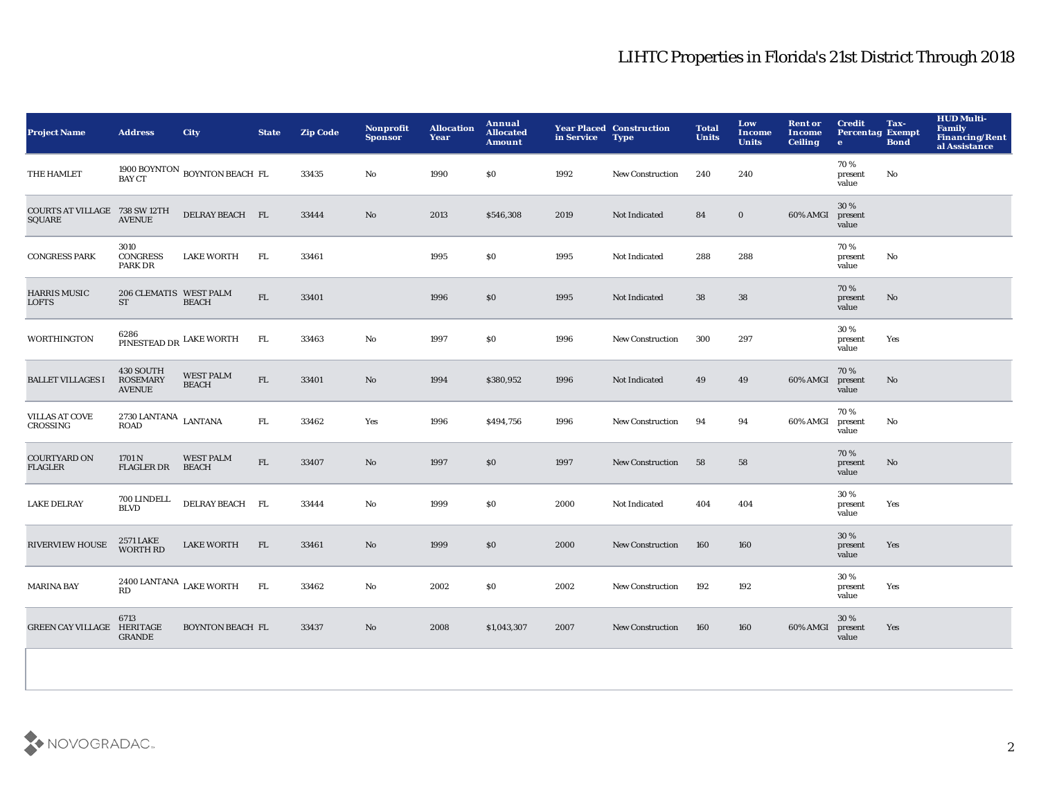# LIHTC Properties in Florida's 21st District Through 2018

| Project Name | Address | City | State | Zip Code | Nonprofit Sponsor | Allocation Year | Annual Allocated Amount | Year Placed in Service | Construction Type | Total Units | Low Income Units | Rent or Income Ceiling | Credit Percentage | Tax-Exempt Bond | HUD Multi-Family Financing/Rental Assistance |
|---|---|---|---|---|---|---|---|---|---|---|---|---|---|---|---|
| THE HAMLET | 1900 BOYNTON BAY CT | BOYNTON BEACH | FL | 33435 | No | 1990 | $0 | 1992 | New Construction | 240 | 240 | | 70 % present value | No | |
| COURTS AT VILLAGE SQUARE | 738 SW 12TH AVENUE | DELRAY BEACH | FL | 33444 | No | 2013 | $546,308 | 2019 | Not Indicated | 84 | 0 | 60% AMGI | 30 % present value | | |
| CONGRESS PARK | 3010 CONGRESS PARK DR | LAKE WORTH | FL | 33461 | | 1995 | $0 | 1995 | Not Indicated | 288 | 288 | | 70 % present value | No | |
| HARRIS MUSIC LOFTS | 206 CLEMATIS ST | WEST PALM BEACH | FL | 33401 | | 1996 | $0 | 1995 | Not Indicated | 38 | 38 | | 70 % present value | No | |
| WORTHINGTON | 6286 PINESTEAD DR | LAKE WORTH | FL | 33463 | No | 1997 | $0 | 1996 | New Construction | 300 | 297 | | 30 % present value | Yes | |
| BALLET VILLAGES I | 430 SOUTH ROSEMARY AVENUE | WEST PALM BEACH | FL | 33401 | No | 1994 | $380,952 | 1996 | Not Indicated | 49 | 49 | 60% AMGI | 70 % present value | No | |
| VILLAS AT COVE CROSSING | 2730 LANTANA ROAD | LANTANA | FL | 33462 | Yes | 1996 | $494,756 | 1996 | New Construction | 94 | 94 | 60% AMGI | 70 % present value | No | |
| COURTYARD ON FLAGLER | 1701 N FLAGLER DR | WEST PALM BEACH | FL | 33407 | No | 1997 | $0 | 1997 | New Construction | 58 | 58 | | 70 % present value | No | |
| LAKE DELRAY | 700 LINDELL BLVD | DELRAY BEACH | FL | 33444 | No | 1999 | $0 | 2000 | Not Indicated | 404 | 404 | | 30 % present value | Yes | |
| RIVERVIEW HOUSE | 2571 LAKE WORTH RD | LAKE WORTH | FL | 33461 | No | 1999 | $0 | 2000 | New Construction | 160 | 160 | | 30 % present value | Yes | |
| MARINA BAY | 2400 LANTANA RD | LAKE WORTH | FL | 33462 | No | 2002 | $0 | 2002 | New Construction | 192 | 192 | | 30 % present value | Yes | |
| GREEN CAY VILLAGE | 6713 HERITAGE GRANDE | BOYNTON BEACH | FL | 33437 | No | 2008 | $1,043,307 | 2007 | New Construction | 160 | 160 | 60% AMGI | 30 % present value | Yes | |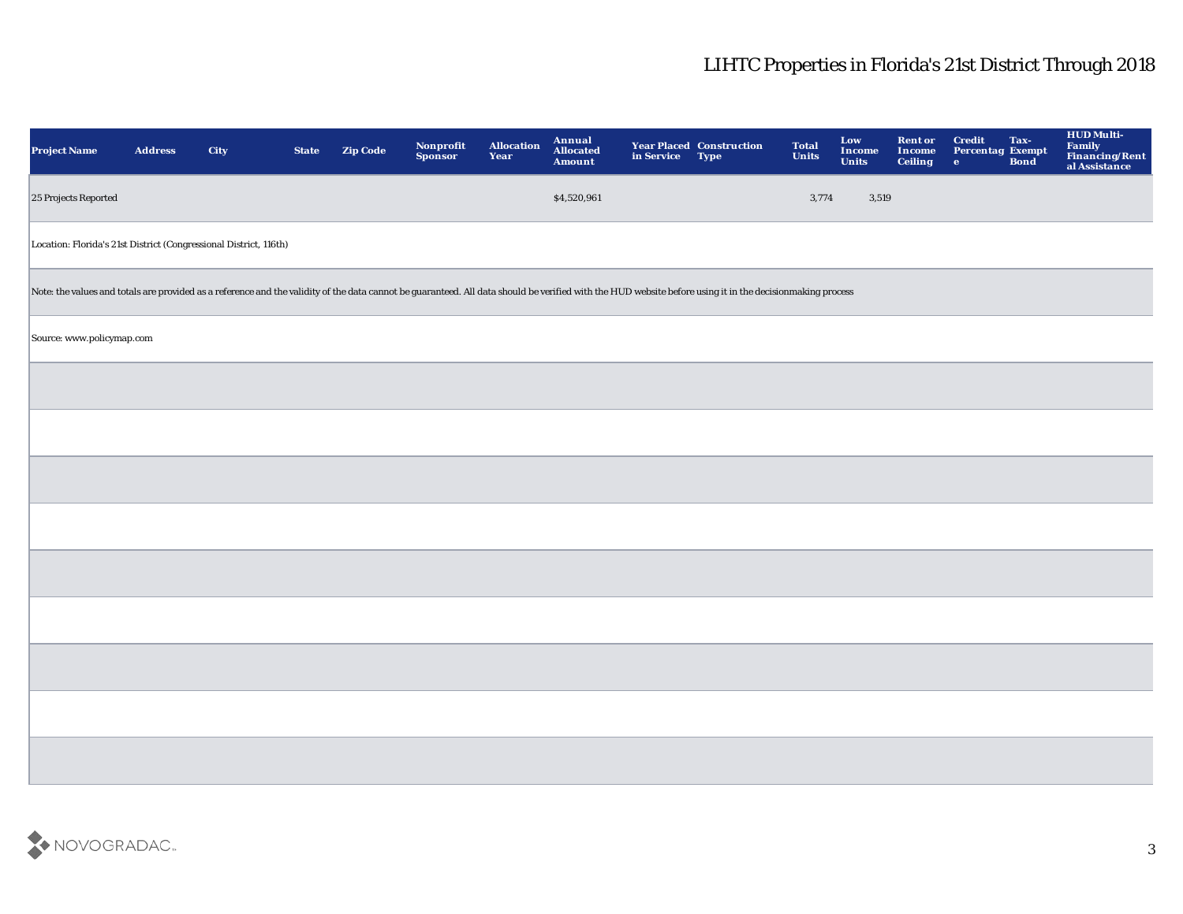# LIHTC Properties in Florida's 21st District Through 2018

| Project Name | Address | City | State | Zip Code | Nonprofit Sponsor | Allocation Year | Annual Allocated Amount | Year Placed in Service | Construction Type | Total Units | Low Income Units | Rent or Income Ceiling | Credit Percentage | Tax-Exempt Bond | HUD Multi-Family Financing/Rental Assistance |
|---|---|---|---|---|---|---|---|---|---|---|---|---|---|---|---|
| 25 Projects Reported | | | | | | | $4,520,961 | | | 3,774 | 3,519 | | | | |
| Location: Florida's 21st District (Congressional District, 116th) | | | | | | | | | | | | | | | |
| Note: the values and totals are provided as a reference and the validity of the data cannot be guaranteed. All data should be verified with the HUD website before using it in the decisionmaking process | | | | | | | | | | | | | | | |
| Source: www.policymap.com | | | | | | | | | | | | | | | |